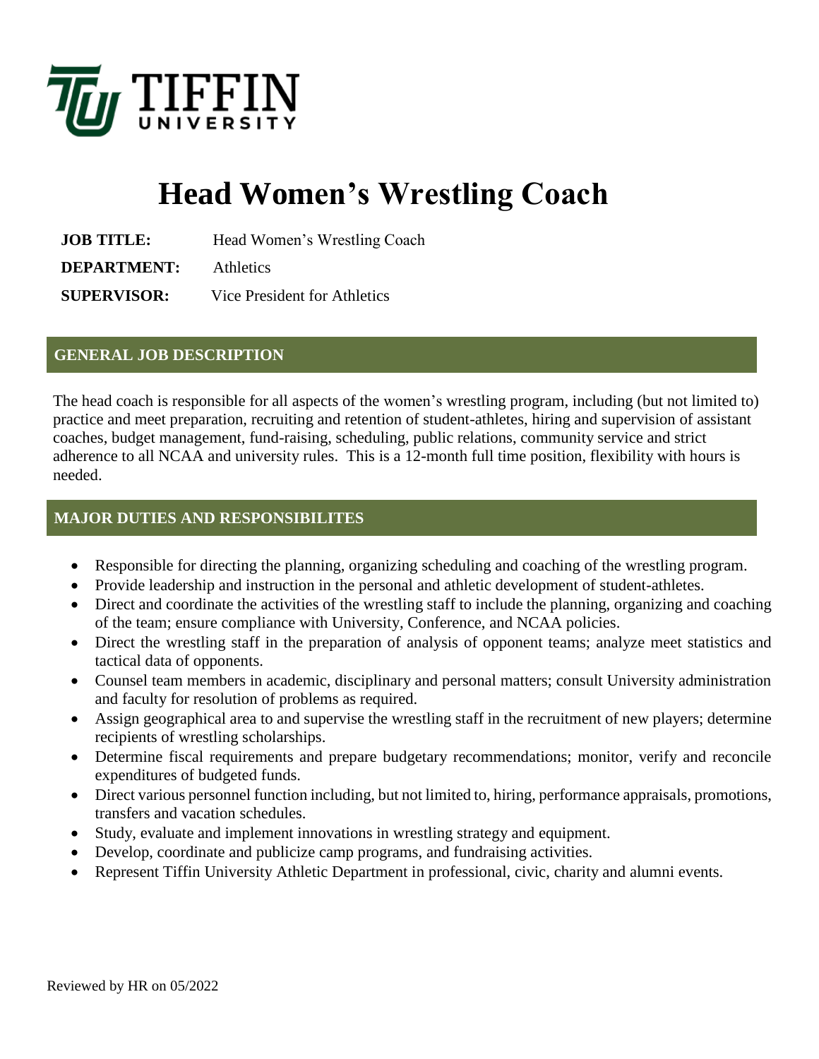TIFFIN UNIVERSITY

# Head Women's Wrestling Coach

**JOB TITLE:** Head Women's Wrestling Coach

**DEPARTMENT:** Athletics

**SUPERVISOR:** Vice President for Athletics

## GENERAL JOB DESCRIPTION

The head coach is responsible for all aspects of the women's wrestling program, including (but not limited to) practice and meet preparation, recruiting and retention of student-athletes, hiring and supervision of assistant coaches, budget management, fund-raising, scheduling, public relations, community service and strict adherence to all NCAA and university rules. This is a 12-month full time position, flexibility with hours is needed.

## MAJOR DUTIES AND RESPONSIBILITES

- Responsible for directing the planning, organizing scheduling and coaching of the wrestling program.
- Provide leadership and instruction in the personal and athletic development of student-athletes.
- Direct and coordinate the activities of the wrestling staff to include the planning, organizing and coaching of the team; ensure compliance with University, Conference, and NCAA policies.
- Direct the wrestling staff in the preparation of analysis of opponent teams; analyze meet statistics and tactical data of opponents.
- Counsel team members in academic, disciplinary and personal matters; consult University administration and faculty for resolution of problems as required.
- Assign geographical area to and supervise the wrestling staff in the recruitment of new players; determine recipients of wrestling scholarships.
- Determine fiscal requirements and prepare budgetary recommendations; monitor, verify and reconcile expenditures of budgeted funds.
- Direct various personnel function including, but not limited to, hiring, performance appraisals, promotions, transfers and vacation schedules.
- Study, evaluate and implement innovations in wrestling strategy and equipment.
- Develop, coordinate and publicize camp programs, and fundraising activities.
- Represent Tiffin University Athletic Department in professional, civic, charity and alumni events.

Reviewed by HR on 05/2022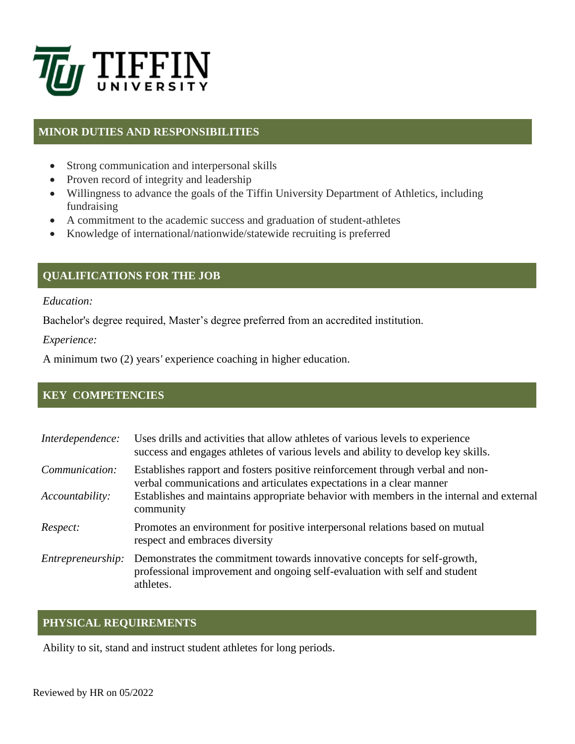## MINOR DUTIES AND RESPONSIBILITIES

- Strong communication and interpersonal skills
- Proven record of integrity and leadership
- Willingness to advance the goals of the Tiffin University Department of Athletics, including fundraising
- A commitment to the academic success and graduation of student-athletes
- Knowledge of international/nationwide/statewide recruiting is preferred

## QUALIFICATIONS FOR THE JOB

*Education:*

Bachelor's degree required, Master's degree preferred from an accredited institution.

*Experience:*

A minimum two (2) years′ experience coaching in higher education.

## KEY COMPETENCIES

| | |
|---|---|
| *Interdependence:* | Uses drills and activities that allow athletes of various levels to experience success and engages athletes of various levels and ability to develop key skills. |
| *Communication:* | Establishes rapport and fosters positive reinforcement through verbal and non-verbal communications and articulates expectations in a clear manner |
| *Accountability:* | Establishes and maintains appropriate behavior with members in the internal and external community |
| *Respect:* | Promotes an environment for positive interpersonal relations based on mutual respect and embraces diversity |
| *Entrepreneurship:* | Demonstrates the commitment towards innovative concepts for self-growth, professional improvement and ongoing self-evaluation with self and student athletes. |

## PHYSICAL REQUIREMENTS

Ability to sit, stand and instruct student athletes for long periods.

Reviewed by HR on 05/2022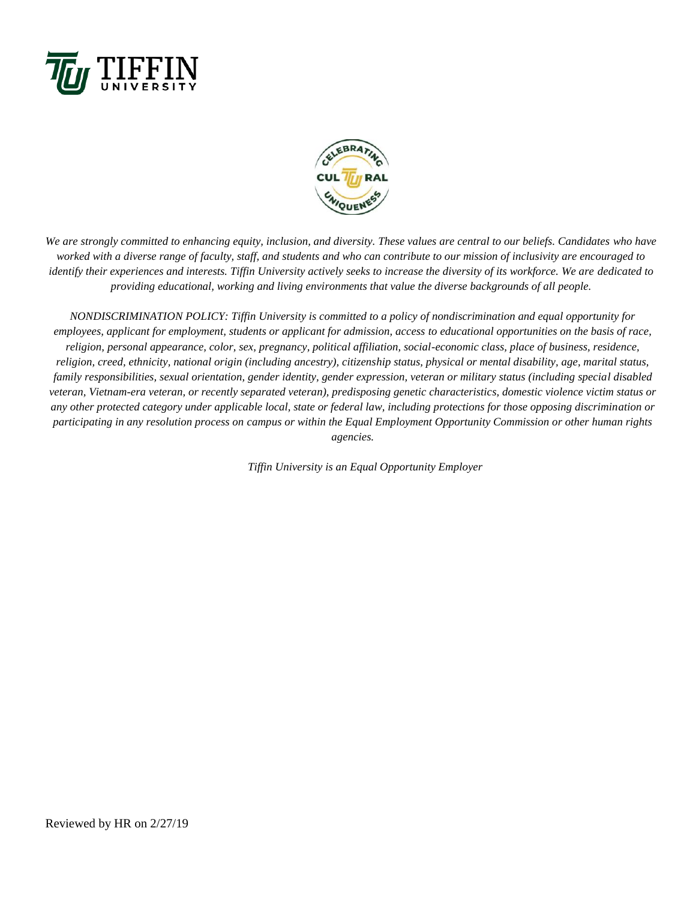*We are strongly committed to enhancing equity, inclusion, and diversity. These values are central to our beliefs. Candidates who have worked with a diverse range of faculty, staff, and students and who can contribute to our mission of inclusivity are encouraged to identify their experiences and interests. Tiffin University actively seeks to increase the diversity of its workforce. We are dedicated to providing educational, working and living environments that value the diverse backgrounds of all people.*

*NONDISCRIMINATION POLICY: Tiffin University is committed to a policy of nondiscrimination and equal opportunity for employees, applicant for employment, students or applicant for admission, access to educational opportunities on the basis of race, religion, personal appearance, color, sex, pregnancy, political affiliation, social-economic class, place of business, residence, religion, creed, ethnicity, national origin (including ancestry), citizenship status, physical or mental disability, age, marital status, family responsibilities, sexual orientation, gender identity, gender expression, veteran or military status (including special disabled veteran, Vietnam-era veteran, or recently separated veteran), predisposing genetic characteristics, domestic violence victim status or any other protected category under applicable local, state or federal law, including protections for those opposing discrimination or participating in any resolution process on campus or within the Equal Employment Opportunity Commission or other human rights agencies.*

*Tiffin University is an Equal Opportunity Employer*

Reviewed by HR on 2/27/19